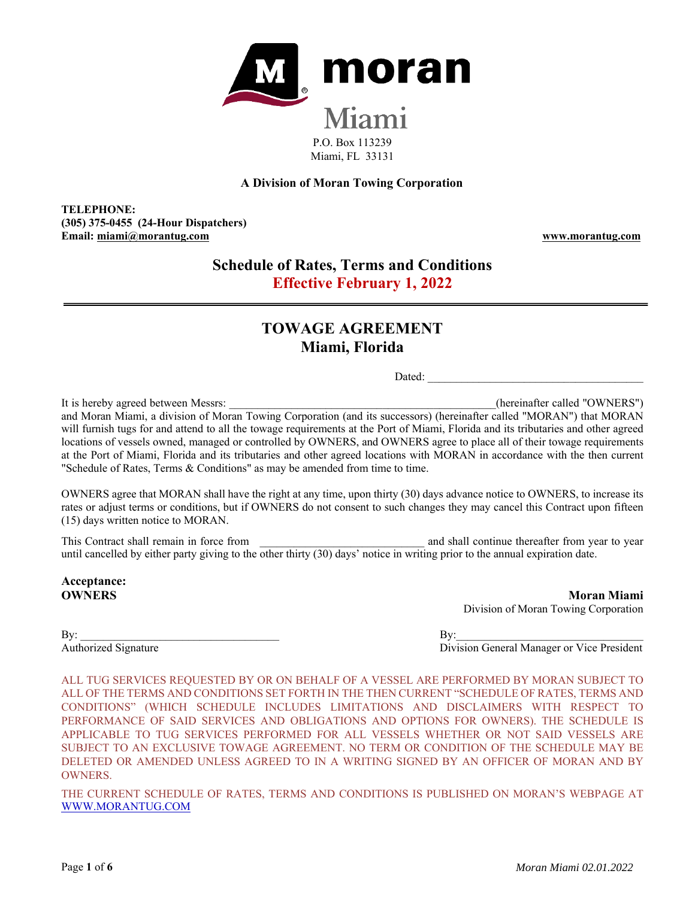# moran

## Miami

P.O. Box 113239
Miami, FL 33131

**A Division of Moran Towing Corporation**

**TELEPHONE:**
**(305) 375-0455 (24-Hour Dispatchers)**
**Email: miami@morantug.com**

**www.morantug.com**

## Schedule of Rates, Terms and Conditions
## Effective February 1, 2022

---

# TOWAGE AGREEMENT
# Miami, Florida

Dated: ______________________________________

It is hereby agreed between Messrs: _______________________________________________(hereinafter called "OWNERS") and Moran Miami, a division of Moran Towing Corporation (and its successors) (hereinafter called "MORAN") that MORAN will furnish tugs for and attend to all the towage requirements at the Port of Miami, Florida and its tributaries and other agreed locations of vessels owned, managed or controlled by OWNERS, and OWNERS agree to place all of their towage requirements at the Port of Miami, Florida and its tributaries and other agreed locations with MORAN in accordance with the then current "Schedule of Rates, Terms & Conditions" as may be amended from time to time.

OWNERS agree that MORAN shall have the right at any time, upon thirty (30) days advance notice to OWNERS, to increase its rates or adjust terms or conditions, but if OWNERS do not consent to such changes they may cancel this Contract upon fifteen (15) days written notice to MORAN.

This Contract shall remain in force from _____________________________ and shall continue thereafter from year to year until cancelled by either party giving to the other thirty (30) days' notice in writing prior to the annual expiration date.

**Acceptance:**
**OWNERS**

By: ___________________________________
Authorized Signature

**Moran Miami**
Division of Moran Towing Corporation

By:_________________________________
Division General Manager or Vice President

ALL TUG SERVICES REQUESTED BY OR ON BEHALF OF A VESSEL ARE PERFORMED BY MORAN SUBJECT TO ALL OF THE TERMS AND CONDITIONS SET FORTH IN THE THEN CURRENT "SCHEDULE OF RATES, TERMS AND CONDITIONS" (WHICH SCHEDULE INCLUDES LIMITATIONS AND DISCLAIMERS WITH RESPECT TO PERFORMANCE OF SAID SERVICES AND OBLIGATIONS AND OPTIONS FOR OWNERS). THE SCHEDULE IS APPLICABLE TO TUG SERVICES PERFORMED FOR ALL VESSELS WHETHER OR NOT SAID VESSELS ARE SUBJECT TO AN EXCLUSIVE TOWAGE AGREEMENT. NO TERM OR CONDITION OF THE SCHEDULE MAY BE DELETED OR AMENDED UNLESS AGREED TO IN A WRITING SIGNED BY AN OFFICER OF MORAN AND BY OWNERS.

THE CURRENT SCHEDULE OF RATES, TERMS AND CONDITIONS IS PUBLISHED ON MORAN'S WEBPAGE AT WWW.MORANTUG.COM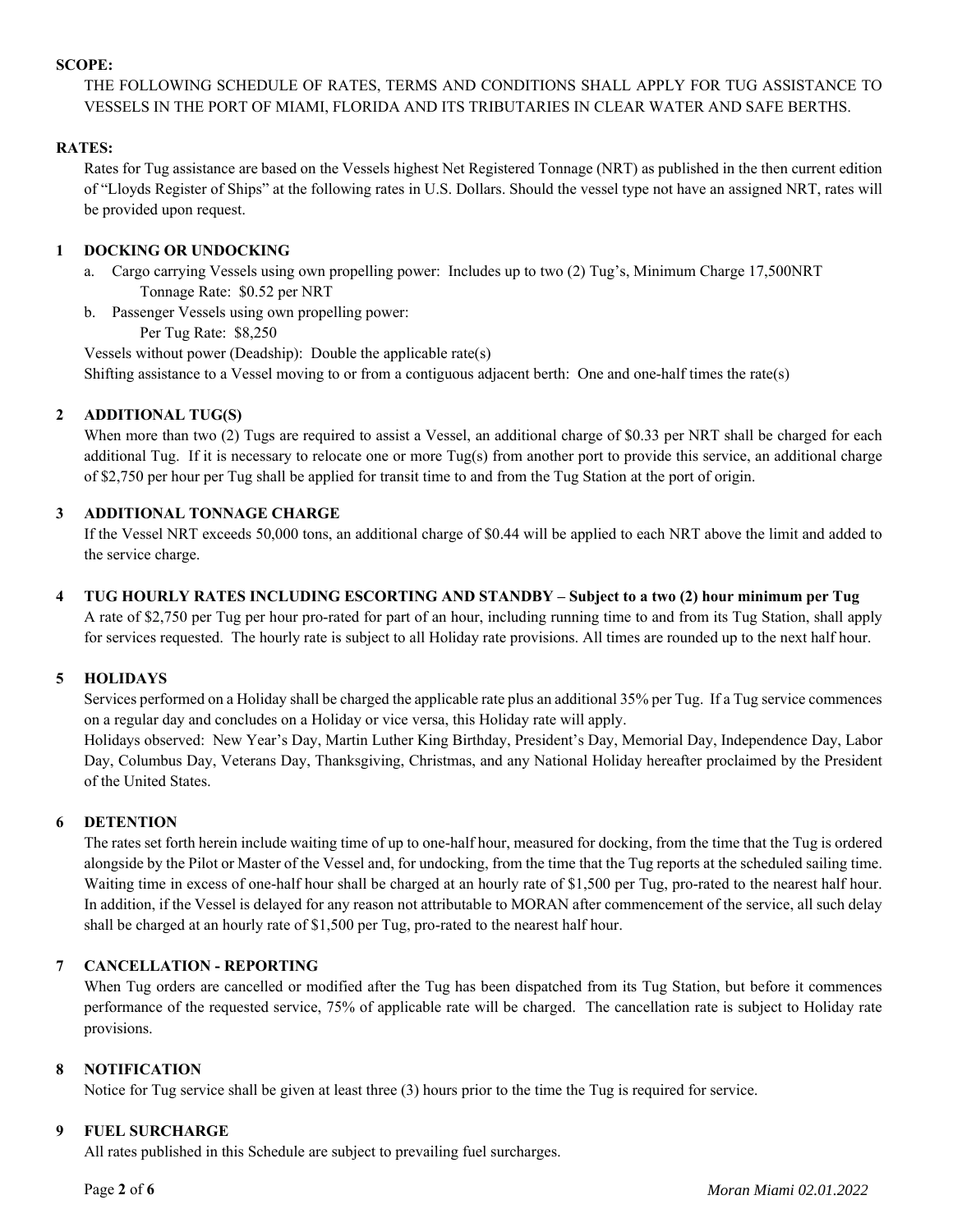**SCOPE:**

THE FOLLOWING SCHEDULE OF RATES, TERMS AND CONDITIONS SHALL APPLY FOR TUG ASSISTANCE TO VESSELS IN THE PORT OF MIAMI, FLORIDA AND ITS TRIBUTARIES IN CLEAR WATER AND SAFE BERTHS.

**RATES:**

Rates for Tug assistance are based on the Vessels highest Net Registered Tonnage (NRT) as published in the then current edition of "Lloyds Register of Ships" at the following rates in U.S. Dollars. Should the vessel type not have an assigned NRT, rates will be provided upon request.

## 1 DOCKING OR UNDOCKING

a. Cargo carrying Vessels using own propelling power: Includes up to two (2) Tug's, Minimum Charge 17,500NRT
   Tonnage Rate: $0.52 per NRT

b. Passenger Vessels using own propelling power:
   Per Tug Rate: $8,250

Vessels without power (Deadship): Double the applicable rate(s)

Shifting assistance to a Vessel moving to or from a contiguous adjacent berth: One and one-half times the rate(s)

## 2 ADDITIONAL TUG(S)

When more than two (2) Tugs are required to assist a Vessel, an additional charge of $0.33 per NRT shall be charged for each additional Tug. If it is necessary to relocate one or more Tug(s) from another port to provide this service, an additional charge of $2,750 per hour per Tug shall be applied for transit time to and from the Tug Station at the port of origin.

## 3 ADDITIONAL TONNAGE CHARGE

If the Vessel NRT exceeds 50,000 tons, an additional charge of $0.44 will be applied to each NRT above the limit and added to the service charge.

## 4 TUG HOURLY RATES INCLUDING ESCORTING AND STANDBY – Subject to a two (2) hour minimum per Tug

A rate of $2,750 per Tug per hour pro-rated for part of an hour, including running time to and from its Tug Station, shall apply for services requested. The hourly rate is subject to all Holiday rate provisions. All times are rounded up to the next half hour.

## 5 HOLIDAYS

Services performed on a Holiday shall be charged the applicable rate plus an additional 35% per Tug. If a Tug service commences on a regular day and concludes on a Holiday or vice versa, this Holiday rate will apply.

Holidays observed: New Year's Day, Martin Luther King Birthday, President's Day, Memorial Day, Independence Day, Labor Day, Columbus Day, Veterans Day, Thanksgiving, Christmas, and any National Holiday hereafter proclaimed by the President of the United States.

## 6 DETENTION

The rates set forth herein include waiting time of up to one-half hour, measured for docking, from the time that the Tug is ordered alongside by the Pilot or Master of the Vessel and, for undocking, from the time that the Tug reports at the scheduled sailing time. Waiting time in excess of one-half hour shall be charged at an hourly rate of $1,500 per Tug, pro-rated to the nearest half hour. In addition, if the Vessel is delayed for any reason not attributable to MORAN after commencement of the service, all such delay shall be charged at an hourly rate of $1,500 per Tug, pro-rated to the nearest half hour.

## 7 CANCELLATION - REPORTING

When Tug orders are cancelled or modified after the Tug has been dispatched from its Tug Station, but before it commences performance of the requested service, 75% of applicable rate will be charged. The cancellation rate is subject to Holiday rate provisions.

## 8 NOTIFICATION

Notice for Tug service shall be given at least three (3) hours prior to the time the Tug is required for service.

## 9 FUEL SURCHARGE

All rates published in this Schedule are subject to prevailing fuel surcharges.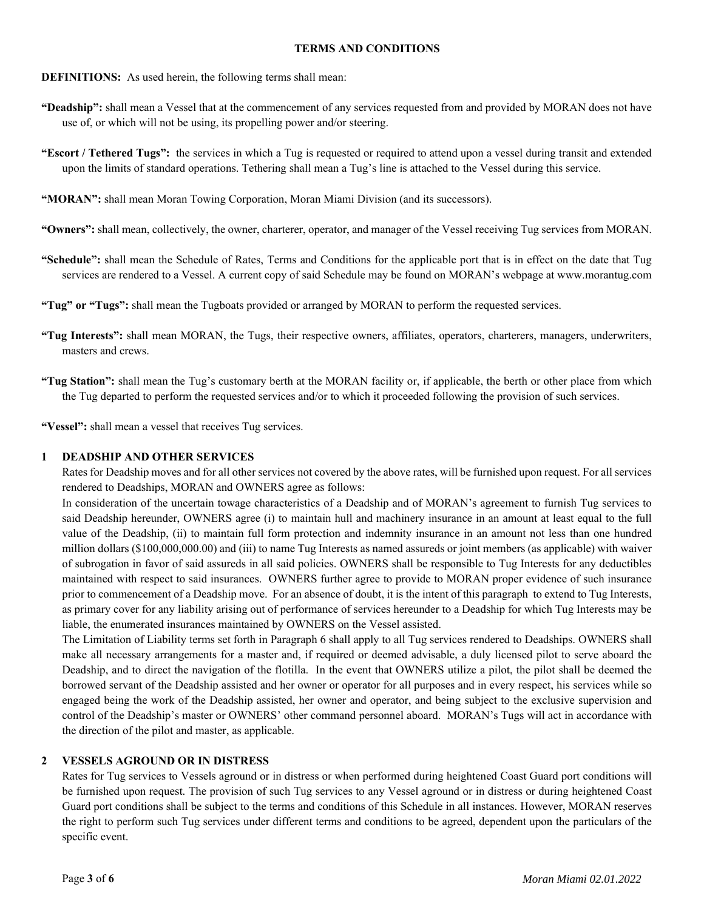## TERMS AND CONDITIONS

**DEFINITIONS:** As used herein, the following terms shall mean:

**"Deadship":** shall mean a Vessel that at the commencement of any services requested from and provided by MORAN does not have use of, or which will not be using, its propelling power and/or steering.

**"Escort / Tethered Tugs":** the services in which a Tug is requested or required to attend upon a vessel during transit and extended upon the limits of standard operations. Tethering shall mean a Tug's line is attached to the Vessel during this service.

**"MORAN":** shall mean Moran Towing Corporation, Moran Miami Division (and its successors).

**"Owners":** shall mean, collectively, the owner, charterer, operator, and manager of the Vessel receiving Tug services from MORAN.

**"Schedule":** shall mean the Schedule of Rates, Terms and Conditions for the applicable port that is in effect on the date that Tug services are rendered to a Vessel. A current copy of said Schedule may be found on MORAN's webpage at www.morantug.com

**"Tug" or "Tugs":** shall mean the Tugboats provided or arranged by MORAN to perform the requested services.

**"Tug Interests":** shall mean MORAN, the Tugs, their respective owners, affiliates, operators, charterers, managers, underwriters, masters and crews.

**"Tug Station":** shall mean the Tug's customary berth at the MORAN facility or, if applicable, the berth or other place from which the Tug departed to perform the requested services and/or to which it proceeded following the provision of such services.

**"Vessel":** shall mean a vessel that receives Tug services.

### 1 DEADSHIP AND OTHER SERVICES

Rates for Deadship moves and for all other services not covered by the above rates, will be furnished upon request. For all services rendered to Deadships, MORAN and OWNERS agree as follows:

In consideration of the uncertain towage characteristics of a Deadship and of MORAN's agreement to furnish Tug services to said Deadship hereunder, OWNERS agree (i) to maintain hull and machinery insurance in an amount at least equal to the full value of the Deadship, (ii) to maintain full form protection and indemnity insurance in an amount not less than one hundred million dollars ($100,000,000.00) and (iii) to name Tug Interests as named assureds or joint members (as applicable) with waiver of subrogation in favor of said assureds in all said policies. OWNERS shall be responsible to Tug Interests for any deductibles maintained with respect to said insurances. OWNERS further agree to provide to MORAN proper evidence of such insurance prior to commencement of a Deadship move. For an absence of doubt, it is the intent of this paragraph to extend to Tug Interests, as primary cover for any liability arising out of performance of services hereunder to a Deadship for which Tug Interests may be liable, the enumerated insurances maintained by OWNERS on the Vessel assisted.

The Limitation of Liability terms set forth in Paragraph 6 shall apply to all Tug services rendered to Deadships. OWNERS shall make all necessary arrangements for a master and, if required or deemed advisable, a duly licensed pilot to serve aboard the Deadship, and to direct the navigation of the flotilla. In the event that OWNERS utilize a pilot, the pilot shall be deemed the borrowed servant of the Deadship assisted and her owner or operator for all purposes and in every respect, his services while so engaged being the work of the Deadship assisted, her owner and operator, and being subject to the exclusive supervision and control of the Deadship's master or OWNERS' other command personnel aboard. MORAN's Tugs will act in accordance with the direction of the pilot and master, as applicable.

### 2 VESSELS AGROUND OR IN DISTRESS

Rates for Tug services to Vessels aground or in distress or when performed during heightened Coast Guard port conditions will be furnished upon request. The provision of such Tug services to any Vessel aground or in distress or during heightened Coast Guard port conditions shall be subject to the terms and conditions of this Schedule in all instances. However, MORAN reserves the right to perform such Tug services under different terms and conditions to be agreed, dependent upon the particulars of the specific event.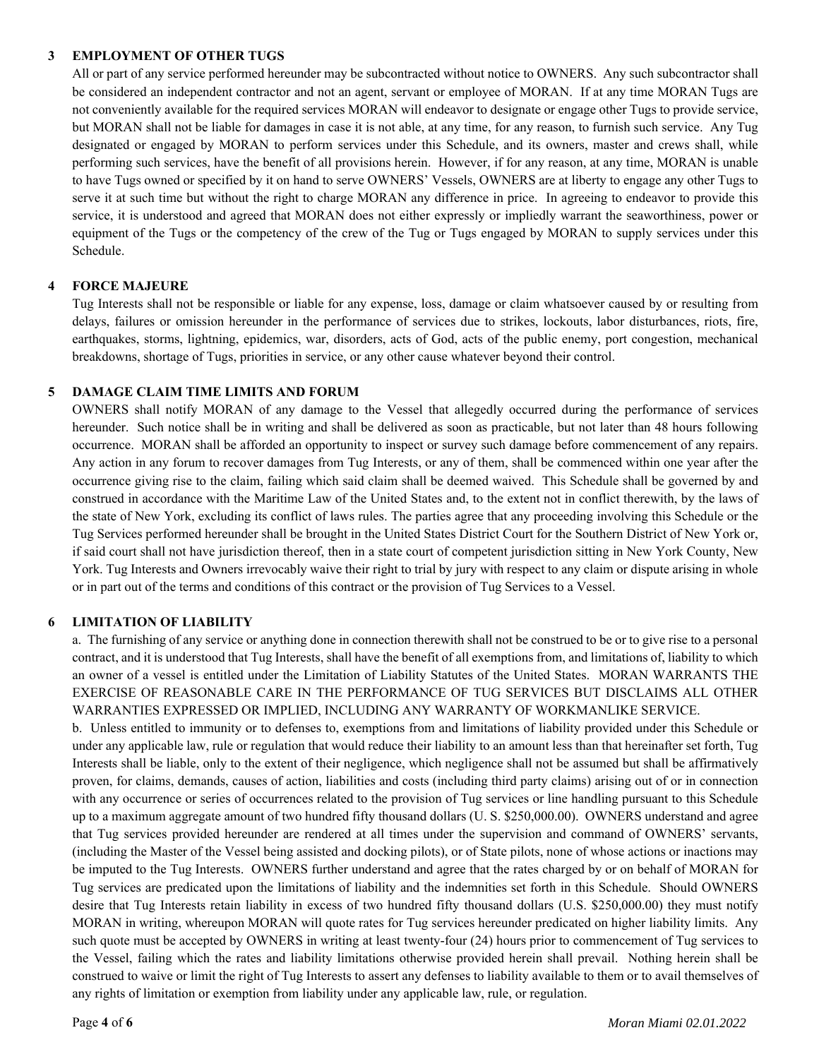## 3 EMPLOYMENT OF OTHER TUGS

All or part of any service performed hereunder may be subcontracted without notice to OWNERS. Any such subcontractor shall be considered an independent contractor and not an agent, servant or employee of MORAN. If at any time MORAN Tugs are not conveniently available for the required services MORAN will endeavor to designate or engage other Tugs to provide service, but MORAN shall not be liable for damages in case it is not able, at any time, for any reason, to furnish such service. Any Tug designated or engaged by MORAN to perform services under this Schedule, and its owners, master and crews shall, while performing such services, have the benefit of all provisions herein. However, if for any reason, at any time, MORAN is unable to have Tugs owned or specified by it on hand to serve OWNERS' Vessels, OWNERS are at liberty to engage any other Tugs to serve it at such time but without the right to charge MORAN any difference in price. In agreeing to endeavor to provide this service, it is understood and agreed that MORAN does not either expressly or impliedly warrant the seaworthiness, power or equipment of the Tugs or the competency of the crew of the Tug or Tugs engaged by MORAN to supply services under this Schedule.

## 4 FORCE MAJEURE

Tug Interests shall not be responsible or liable for any expense, loss, damage or claim whatsoever caused by or resulting from delays, failures or omission hereunder in the performance of services due to strikes, lockouts, labor disturbances, riots, fire, earthquakes, storms, lightning, epidemics, war, disorders, acts of God, acts of the public enemy, port congestion, mechanical breakdowns, shortage of Tugs, priorities in service, or any other cause whatever beyond their control.

## 5 DAMAGE CLAIM TIME LIMITS AND FORUM

OWNERS shall notify MORAN of any damage to the Vessel that allegedly occurred during the performance of services hereunder. Such notice shall be in writing and shall be delivered as soon as practicable, but not later than 48 hours following occurrence. MORAN shall be afforded an opportunity to inspect or survey such damage before commencement of any repairs. Any action in any forum to recover damages from Tug Interests, or any of them, shall be commenced within one year after the occurrence giving rise to the claim, failing which said claim shall be deemed waived. This Schedule shall be governed by and construed in accordance with the Maritime Law of the United States and, to the extent not in conflict therewith, by the laws of the state of New York, excluding its conflict of laws rules. The parties agree that any proceeding involving this Schedule or the Tug Services performed hereunder shall be brought in the United States District Court for the Southern District of New York or, if said court shall not have jurisdiction thereof, then in a state court of competent jurisdiction sitting in New York County, New York. Tug Interests and Owners irrevocably waive their right to trial by jury with respect to any claim or dispute arising in whole or in part out of the terms and conditions of this contract or the provision of Tug Services to a Vessel.

## 6 LIMITATION OF LIABILITY

a. The furnishing of any service or anything done in connection therewith shall not be construed to be or to give rise to a personal contract, and it is understood that Tug Interests, shall have the benefit of all exemptions from, and limitations of, liability to which an owner of a vessel is entitled under the Limitation of Liability Statutes of the United States. MORAN WARRANTS THE EXERCISE OF REASONABLE CARE IN THE PERFORMANCE OF TUG SERVICES BUT DISCLAIMS ALL OTHER WARRANTIES EXPRESSED OR IMPLIED, INCLUDING ANY WARRANTY OF WORKMANLIKE SERVICE.

b. Unless entitled to immunity or to defenses to, exemptions from and limitations of liability provided under this Schedule or under any applicable law, rule or regulation that would reduce their liability to an amount less than that hereinafter set forth, Tug Interests shall be liable, only to the extent of their negligence, which negligence shall not be assumed but shall be affirmatively proven, for claims, demands, causes of action, liabilities and costs (including third party claims) arising out of or in connection with any occurrence or series of occurrences related to the provision of Tug services or line handling pursuant to this Schedule up to a maximum aggregate amount of two hundred fifty thousand dollars (U. S. $250,000.00). OWNERS understand and agree that Tug services provided hereunder are rendered at all times under the supervision and command of OWNERS' servants, (including the Master of the Vessel being assisted and docking pilots), or of State pilots, none of whose actions or inactions may be imputed to the Tug Interests. OWNERS further understand and agree that the rates charged by or on behalf of MORAN for Tug services are predicated upon the limitations of liability and the indemnities set forth in this Schedule. Should OWNERS desire that Tug Interests retain liability in excess of two hundred fifty thousand dollars (U.S. $250,000.00) they must notify MORAN in writing, whereupon MORAN will quote rates for Tug services hereunder predicated on higher liability limits. Any such quote must be accepted by OWNERS in writing at least twenty-four (24) hours prior to commencement of Tug services to the Vessel, failing which the rates and liability limitations otherwise provided herein shall prevail. Nothing herein shall be construed to waive or limit the right of Tug Interests to assert any defenses to liability available to them or to avail themselves of any rights of limitation or exemption from liability under any applicable law, rule, or regulation.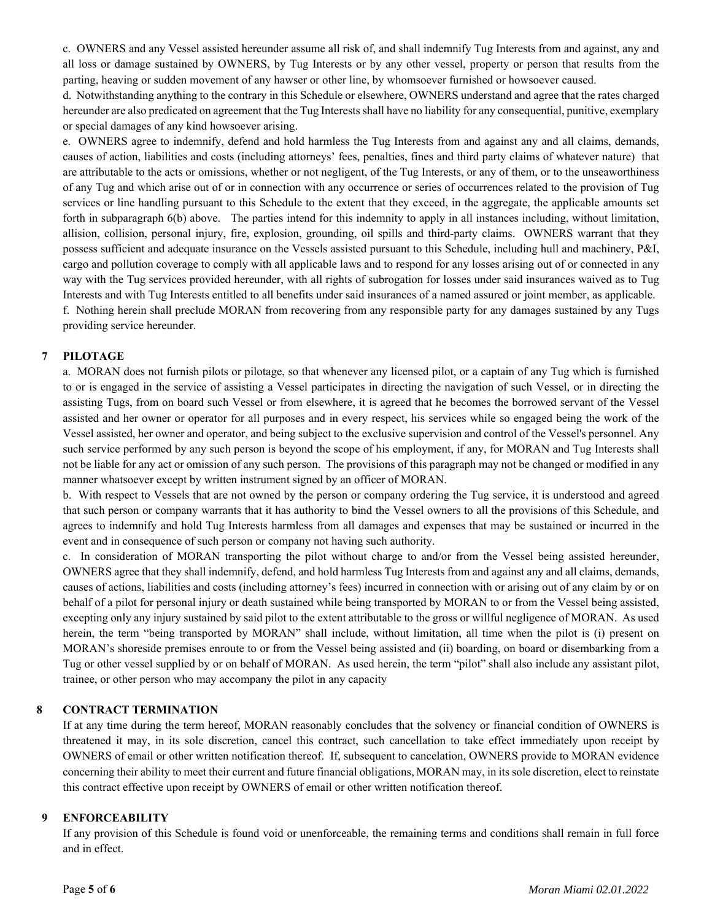c. OWNERS and any Vessel assisted hereunder assume all risk of, and shall indemnify Tug Interests from and against, any and all loss or damage sustained by OWNERS, by Tug Interests or by any other vessel, property or person that results from the parting, heaving or sudden movement of any hawser or other line, by whomsoever furnished or howsoever caused.

d. Notwithstanding anything to the contrary in this Schedule or elsewhere, OWNERS understand and agree that the rates charged hereunder are also predicated on agreement that the Tug Interests shall have no liability for any consequential, punitive, exemplary or special damages of any kind howsoever arising.

e. OWNERS agree to indemnify, defend and hold harmless the Tug Interests from and against any and all claims, demands, causes of action, liabilities and costs (including attorneys' fees, penalties, fines and third party claims of whatever nature) that are attributable to the acts or omissions, whether or not negligent, of the Tug Interests, or any of them, or to the unseaworthiness of any Tug and which arise out of or in connection with any occurrence or series of occurrences related to the provision of Tug services or line handling pursuant to this Schedule to the extent that they exceed, in the aggregate, the applicable amounts set forth in subparagraph 6(b) above. The parties intend for this indemnity to apply in all instances including, without limitation, allision, collision, personal injury, fire, explosion, grounding, oil spills and third-party claims. OWNERS warrant that they possess sufficient and adequate insurance on the Vessels assisted pursuant to this Schedule, including hull and machinery, P&I, cargo and pollution coverage to comply with all applicable laws and to respond for any losses arising out of or connected in any way with the Tug services provided hereunder, with all rights of subrogation for losses under said insurances waived as to Tug Interests and with Tug Interests entitled to all benefits under said insurances of a named assured or joint member, as applicable.

f. Nothing herein shall preclude MORAN from recovering from any responsible party for any damages sustained by any Tugs providing service hereunder.

## 7 PILOTAGE

a. MORAN does not furnish pilots or pilotage, so that whenever any licensed pilot, or a captain of any Tug which is furnished to or is engaged in the service of assisting a Vessel participates in directing the navigation of such Vessel, or in directing the assisting Tugs, from on board such Vessel or from elsewhere, it is agreed that he becomes the borrowed servant of the Vessel assisted and her owner or operator for all purposes and in every respect, his services while so engaged being the work of the Vessel assisted, her owner and operator, and being subject to the exclusive supervision and control of the Vessel's personnel. Any such service performed by any such person is beyond the scope of his employment, if any, for MORAN and Tug Interests shall not be liable for any act or omission of any such person. The provisions of this paragraph may not be changed or modified in any manner whatsoever except by written instrument signed by an officer of MORAN.

b. With respect to Vessels that are not owned by the person or company ordering the Tug service, it is understood and agreed that such person or company warrants that it has authority to bind the Vessel owners to all the provisions of this Schedule, and agrees to indemnify and hold Tug Interests harmless from all damages and expenses that may be sustained or incurred in the event and in consequence of such person or company not having such authority.

c. In consideration of MORAN transporting the pilot without charge to and/or from the Vessel being assisted hereunder, OWNERS agree that they shall indemnify, defend, and hold harmless Tug Interests from and against any and all claims, demands, causes of actions, liabilities and costs (including attorney's fees) incurred in connection with or arising out of any claim by or on behalf of a pilot for personal injury or death sustained while being transported by MORAN to or from the Vessel being assisted, excepting only any injury sustained by said pilot to the extent attributable to the gross or willful negligence of MORAN. As used herein, the term "being transported by MORAN" shall include, without limitation, all time when the pilot is (i) present on MORAN's shoreside premises enroute to or from the Vessel being assisted and (ii) boarding, on board or disembarking from a Tug or other vessel supplied by or on behalf of MORAN. As used herein, the term "pilot" shall also include any assistant pilot, trainee, or other person who may accompany the pilot in any capacity

## 8 CONTRACT TERMINATION

If at any time during the term hereof, MORAN reasonably concludes that the solvency or financial condition of OWNERS is threatened it may, in its sole discretion, cancel this contract, such cancellation to take effect immediately upon receipt by OWNERS of email or other written notification thereof. If, subsequent to cancelation, OWNERS provide to MORAN evidence concerning their ability to meet their current and future financial obligations, MORAN may, in its sole discretion, elect to reinstate this contract effective upon receipt by OWNERS of email or other written notification thereof.

## 9 ENFORCEABILITY

If any provision of this Schedule is found void or unenforceable, the remaining terms and conditions shall remain in full force and in effect.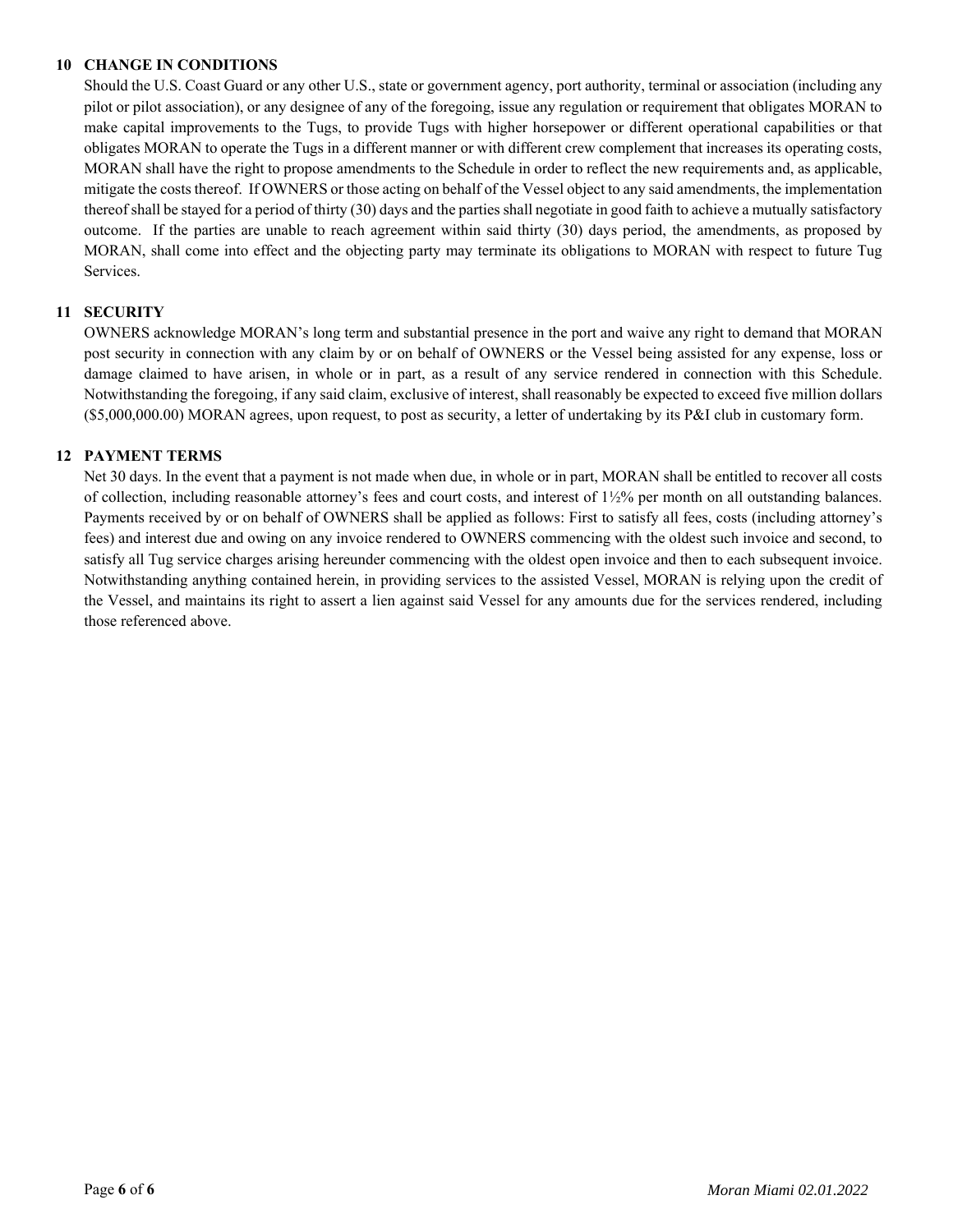## 10 CHANGE IN CONDITIONS

Should the U.S. Coast Guard or any other U.S., state or government agency, port authority, terminal or association (including any pilot or pilot association), or any designee of any of the foregoing, issue any regulation or requirement that obligates MORAN to make capital improvements to the Tugs, to provide Tugs with higher horsepower or different operational capabilities or that obligates MORAN to operate the Tugs in a different manner or with different crew complement that increases its operating costs, MORAN shall have the right to propose amendments to the Schedule in order to reflect the new requirements and, as applicable, mitigate the costs thereof. If OWNERS or those acting on behalf of the Vessel object to any said amendments, the implementation thereof shall be stayed for a period of thirty (30) days and the parties shall negotiate in good faith to achieve a mutually satisfactory outcome. If the parties are unable to reach agreement within said thirty (30) days period, the amendments, as proposed by MORAN, shall come into effect and the objecting party may terminate its obligations to MORAN with respect to future Tug Services.

## 11 SECURITY

OWNERS acknowledge MORAN's long term and substantial presence in the port and waive any right to demand that MORAN post security in connection with any claim by or on behalf of OWNERS or the Vessel being assisted for any expense, loss or damage claimed to have arisen, in whole or in part, as a result of any service rendered in connection with this Schedule. Notwithstanding the foregoing, if any said claim, exclusive of interest, shall reasonably be expected to exceed five million dollars ($5,000,000.00) MORAN agrees, upon request, to post as security, a letter of undertaking by its P&I club in customary form.

## 12 PAYMENT TERMS

Net 30 days. In the event that a payment is not made when due, in whole or in part, MORAN shall be entitled to recover all costs of collection, including reasonable attorney's fees and court costs, and interest of 1½% per month on all outstanding balances. Payments received by or on behalf of OWNERS shall be applied as follows: First to satisfy all fees, costs (including attorney's fees) and interest due and owing on any invoice rendered to OWNERS commencing with the oldest such invoice and second, to satisfy all Tug service charges arising hereunder commencing with the oldest open invoice and then to each subsequent invoice. Notwithstanding anything contained herein, in providing services to the assisted Vessel, MORAN is relying upon the credit of the Vessel, and maintains its right to assert a lien against said Vessel for any amounts due for the services rendered, including those referenced above.